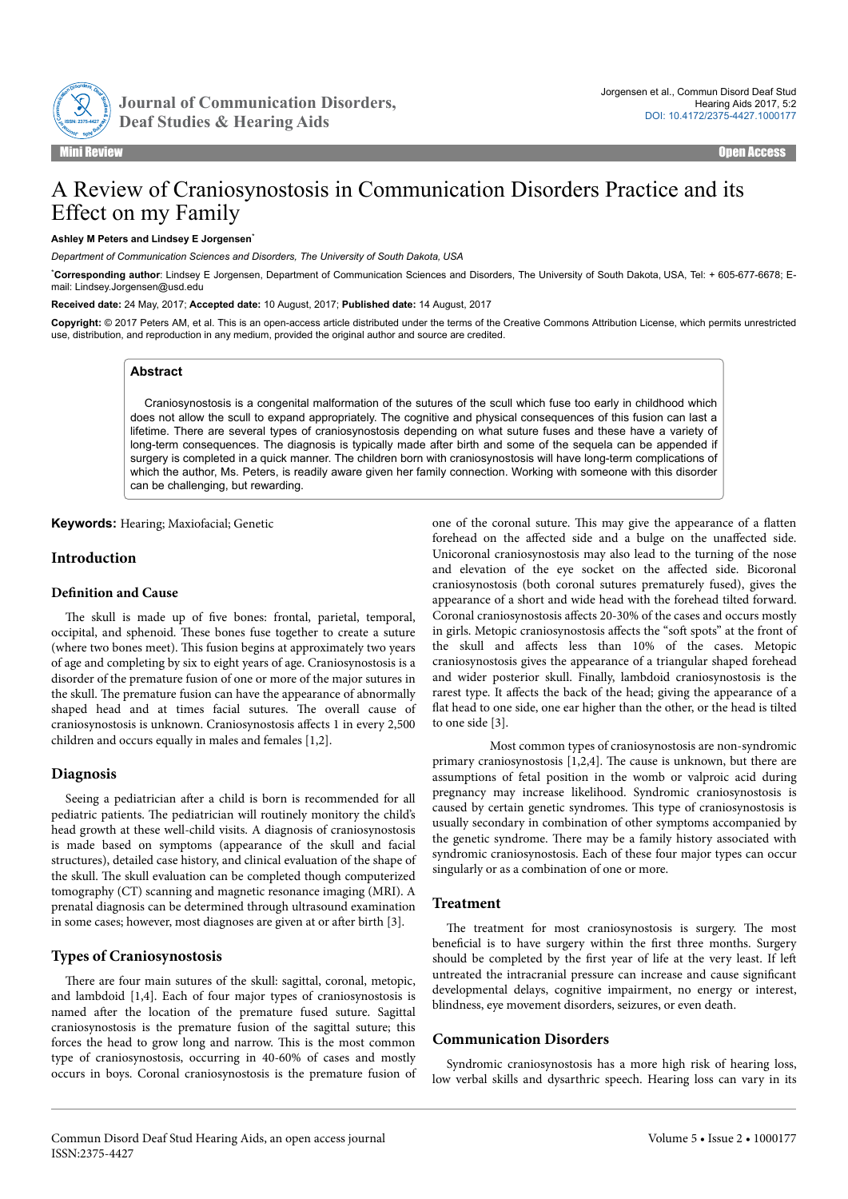Mini Review — Open Access

# A Review of Craniosynostosis in Communication Disorders Practice and its Effect on my Family

**Ashley M Peters and Lindsey E Jorgensen***

*Department of Communication Sciences and Disorders, The University of South Dakota, USA*

***Corresponding author**: Lindsey E Jorgensen, Department of Communication Sciences and Disorders, The University of South Dakota, USA, Tel: + 605-677-6678; E-mail: Lindsey.Jorgensen@usd.edu

**Received date:** 24 May, 2017; **Accepted date:** 10 August, 2017; **Published date:** 14 August, 2017

**Copyright:** © 2017 Peters AM, et al. This is an open-access article distributed under the terms of the Creative Commons Attribution License, which permits unrestricted use, distribution, and reproduction in any medium, provided the original author and source are credited.

## Abstract

Craniosynostosis is a congenital malformation of the sutures of the scull which fuse too early in childhood which does not allow the scull to expand appropriately. The cognitive and physical consequences of this fusion can last a lifetime. There are several types of craniosynostosis depending on what suture fuses and these have a variety of long-term consequences. The diagnosis is typically made after birth and some of the sequela can be appended if surgery is completed in a quick manner. The children born with craniosynostosis will have long-term complications of which the author, Ms. Peters, is readily aware given her family connection. Working with someone with this disorder can be challenging, but rewarding.

**Keywords:** Hearing; Maxiofacial; Genetic

## Introduction

### Definition and Cause

The skull is made up of five bones: frontal, parietal, temporal, occipital, and sphenoid. These bones fuse together to create a suture (where two bones meet). This fusion begins at approximately two years of age and completing by six to eight years of age. Craniosynostosis is a disorder of the premature fusion of one or more of the major sutures in the skull. The premature fusion can have the appearance of abnormally shaped head and at times facial sutures. The overall cause of craniosynostosis is unknown. Craniosynostosis affects 1 in every 2,500 children and occurs equally in males and females [1,2].

## Diagnosis

Seeing a pediatrician after a child is born is recommended for all pediatric patients. The pediatrician will routinely monitor the child's head growth at these well-child visits. A diagnosis of craniosynostosis is made based on symptoms (appearance of the skull and facial structures), detailed case history, and clinical evaluation of the shape of the skull. The skull evaluation can be completed though computerized tomography (CT) scanning and magnetic resonance imaging (MRI). A prenatal diagnosis can be determined through ultrasound examination in some cases; however, most diagnoses are given at or after birth [3].

## Types of Craniosynostosis

There are four main sutures of the skull: sagittal, coronal, metopic, and lambdoid [1,4]. Each of four major types of craniosynostosis is named after the location of the premature fused suture. Sagittal craniosynostosis is the premature fusion of the sagittal suture; this forces the head to grow long and narrow. This is the most common type of craniosynostosis, occurring in 40-60% of cases and mostly occurs in boys. Coronal craniosynostosis is the premature fusion of one of the coronal suture. This may give the appearance of a flatten forehead on the affected side and a bulge on the unaffected side. Unicoronal craniosynostosis may also lead to the turning of the nose and elevation of the eye socket on the affected side. Bicoronal craniosynostosis (both coronal sutures prematurely fused), gives the appearance of a short and wide head with the forehead tilted forward. Coronal craniosynostosis affects 20-30% of the cases and occurs mostly in girls. Metopic craniosynostosis affects the "soft spots" at the front of the skull and affects less than 10% of the cases. Metopic craniosynostosis gives the appearance of a triangular shaped forehead and wider posterior skull. Finally, lambdoid craniosynostosis is the rarest type. It affects the back of the head; giving the appearance of a flat head to one side, one ear higher than the other, or the head is tilted to one side [3].

Most common types of craniosynostosis are non-syndromic primary craniosynostosis [1,2,4]. The cause is unknown, but there are assumptions of fetal position in the womb or valproic acid during pregnancy may increase likelihood. Syndromic craniosynostosis is caused by certain genetic syndromes. This type of craniosynostosis is usually secondary in combination of other symptoms accompanied by the genetic syndrome. There may be a family history associated with syndromic craniosynostosis. Each of these four major types can occur singularly or as a combination of one or more.

## Treatment

The treatment for most craniosynostosis is surgery. The most beneficial is to have surgery within the first three months. Surgery should be completed by the first year of life at the very least. If left untreated the intracranial pressure can increase and cause significant developmental delays, cognitive impairment, no energy or interest, blindness, eye movement disorders, seizures, or even death.

## Communication Disorders

Syndromic craniosynostosis has a more high risk of hearing loss, low verbal skills and dysarthric speech. Hearing loss can vary in its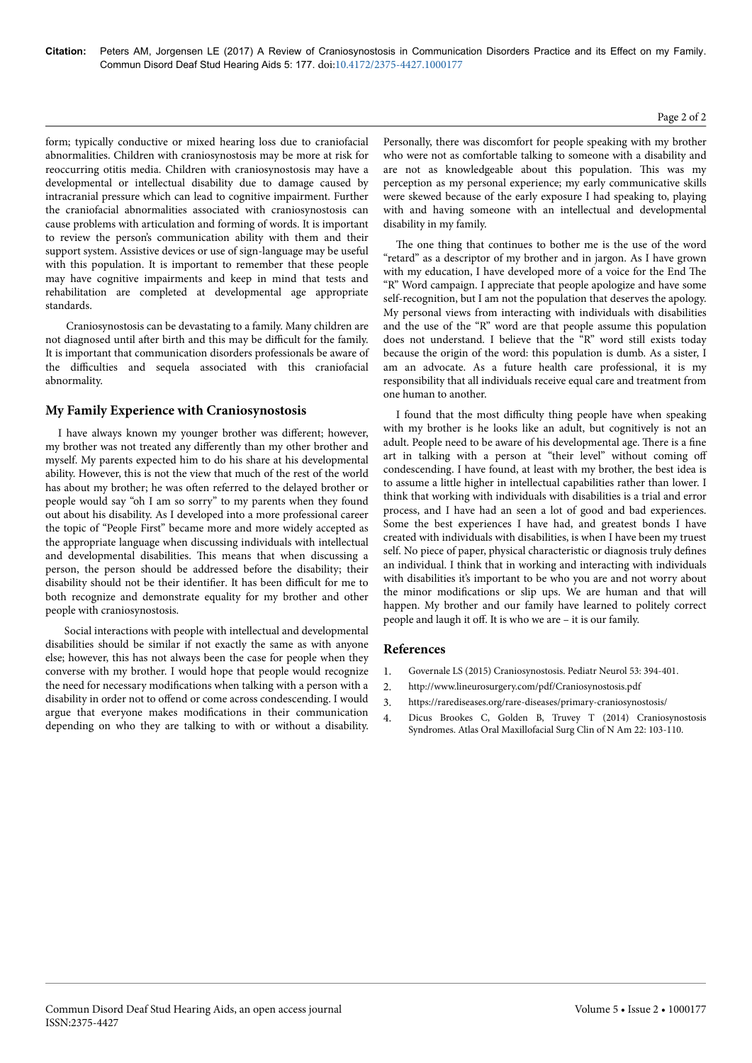form; typically conductive or mixed hearing loss due to craniofacial abnormalities. Children with craniosynostosis may be more at risk for reoccurring otitis media. Children with craniosynostosis may have a developmental or intellectual disability due to damage caused by intracranial pressure which can lead to cognitive impairment. Further the craniofacial abnormalities associated with craniosynostosis can cause problems with articulation and forming of words. It is important to review the person's communication ability with them and their support system. Assistive devices or use of sign-language may be useful with this population. It is important to remember that these people may have cognitive impairments and keep in mind that tests and rehabilitation are completed at developmental age appropriate standards.

Craniosynostosis can be devastating to a family. Many children are not diagnosed until after birth and this may be difficult for the family. It is important that communication disorders professionals be aware of the difficulties and sequela associated with this craniofacial abnormality.

## My Family Experience with Craniosynostosis

I have always known my younger brother was different; however, my brother was not treated any differently than my other brother and myself. My parents expected him to do his share at his developmental ability. However, this is not the view that much of the rest of the world has about my brother; he was often referred to the delayed brother or people would say "oh I am so sorry" to my parents when they found out about his disability. As I developed into a more professional career the topic of "People First" became more and more widely accepted as the appropriate language when discussing individuals with intellectual and developmental disabilities. This means that when discussing a person, the person should be addressed before the disability; their disability should not be their identifier. It has been difficult for me to both recognize and demonstrate equality for my brother and other people with craniosynostosis.

Social interactions with people with intellectual and developmental disabilities should be similar if not exactly the same as with anyone else; however, this has not always been the case for people when they converse with my brother. I would hope that people would recognize the need for necessary modifications when talking with a person with a disability in order not to offend or come across condescending. I would argue that everyone makes modifications in their communication depending on who they are talking to with or without a disability. Personally, there was discomfort for people speaking with my brother who were not as comfortable talking to someone with a disability and are not as knowledgeable about this population. This was my perception as my personal experience; my early communicative skills were skewed because of the early exposure I had speaking to, playing with and having someone with an intellectual and developmental disability in my family.

The one thing that continues to bother me is the use of the word "retard" as a descriptor of my brother and in jargon. As I have grown with my education, I have developed more of a voice for the End The "R" Word campaign. I appreciate that people apologize and have some self-recognition, but I am not the population that deserves the apology. My personal views from interacting with individuals with disabilities and the use of the "R" word are that people assume this population does not understand. I believe that the "R" word still exists today because the origin of the word: this population is dumb. As a sister, I am an advocate. As a future health care professional, it is my responsibility that all individuals receive equal care and treatment from one human to another.

I found that the most difficulty thing people have when speaking with my brother is he looks like an adult, but cognitively is not an adult. People need to be aware of his developmental age. There is a fine art in talking with a person at "their level" without coming off condescending. I have found, at least with my brother, the best idea is to assume a little higher in intellectual capabilities rather than lower. I think that working with individuals with disabilities is a trial and error process, and I have had an seen a lot of good and bad experiences. Some the best experiences I have had, and greatest bonds I have created with individuals with disabilities, is when I have been my truest self. No piece of paper, physical characteristic or diagnosis truly defines an individual. I think that in working and interacting with individuals with disabilities it's important to be who you are and not worry about the minor modifications or slip ups. We are human and that will happen. My brother and our family have learned to politely correct people and laugh it off. It is who we are – it is our family.

## References

1. Governale LS (2015) Craniosynostosis. Pediatr Neurol 53: 394-401.
2. http://www.lineurosurgery.com/pdf/Craniosynostosis.pdf
3. https://rarediseases.org/rare-diseases/primary-craniosynostosis/
4. Dicus Brookes C, Golden B, Truvey T (2014) Craniosynostosis Syndromes. Atlas Oral Maxillofacial Surg Clin of N Am 22: 103-110.